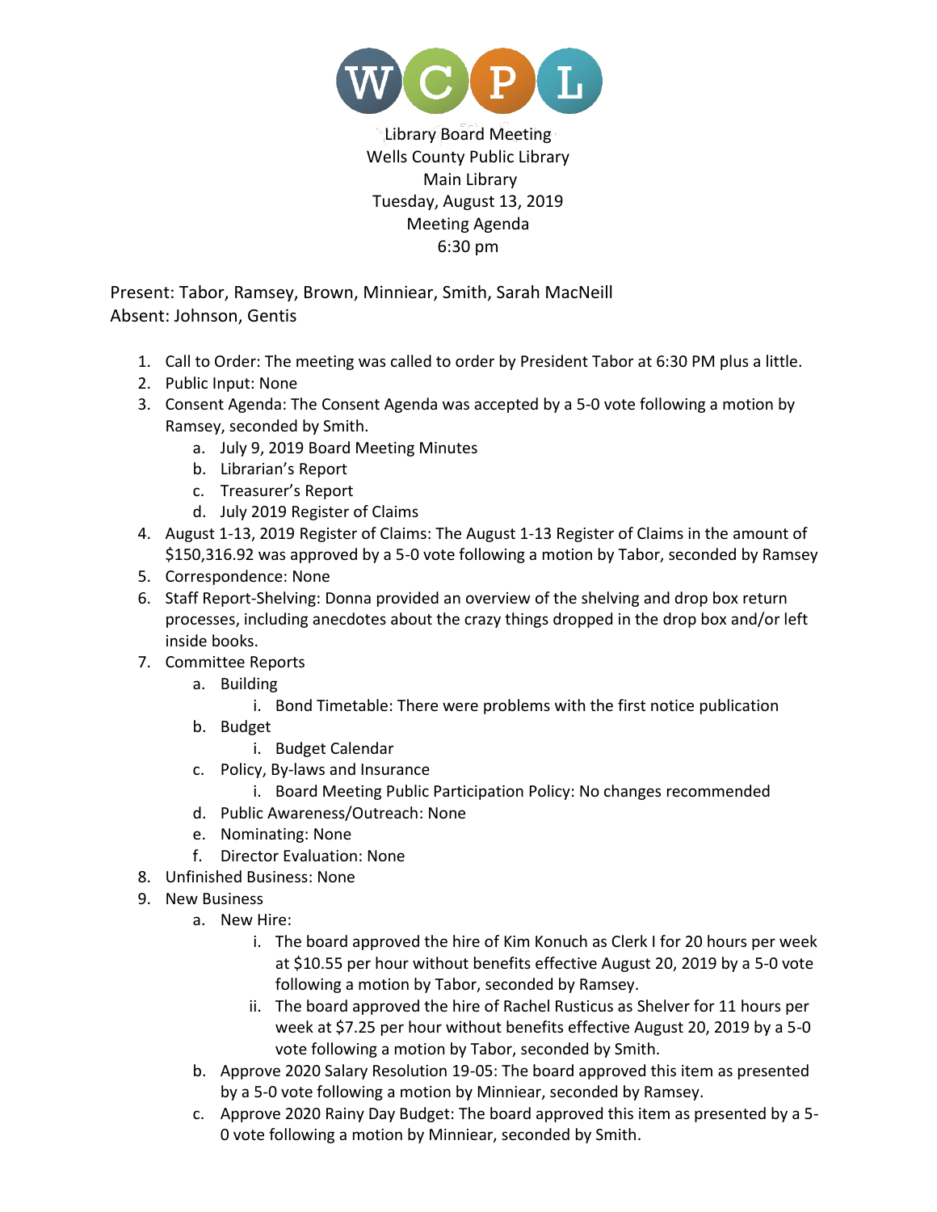WCPL

Library Board Meeting
Wells County Public Library
Main Library
Tuesday, August 13, 2019
Meeting Agenda
6:30 pm

Present: Tabor, Ramsey, Brown, Minniear, Smith, Sarah MacNeill
Absent: Johnson, Gentis

1. Call to Order: The meeting was called to order by President Tabor at 6:30 PM plus a little.
2. Public Input: None
3. Consent Agenda: The Consent Agenda was accepted by a 5-0 vote following a motion by Ramsey, seconded by Smith.
    a. July 9, 2019 Board Meeting Minutes
    b. Librarian's Report
    c. Treasurer's Report
    d. July 2019 Register of Claims
4. August 1-13, 2019 Register of Claims: The August 1-13 Register of Claims in the amount of $150,316.92 was approved by a 5-0 vote following a motion by Tabor, seconded by Ramsey
5. Correspondence: None
6. Staff Report-Shelving: Donna provided an overview of the shelving and drop box return processes, including anecdotes about the crazy things dropped in the drop box and/or left inside books.
7. Committee Reports
    a. Building
        i. Bond Timetable: There were problems with the first notice publication
    b. Budget
        i. Budget Calendar
    c. Policy, By-laws and Insurance
        i. Board Meeting Public Participation Policy: No changes recommended
    d. Public Awareness/Outreach: None
    e. Nominating: None
    f. Director Evaluation: None
8. Unfinished Business: None
9. New Business
    a. New Hire:
        i. The board approved the hire of Kim Konuch as Clerk I for 20 hours per week at $10.55 per hour without benefits effective August 20, 2019 by a 5-0 vote following a motion by Tabor, seconded by Ramsey.
        ii. The board approved the hire of Rachel Rusticus as Shelver for 11 hours per week at $7.25 per hour without benefits effective August 20, 2019 by a 5-0 vote following a motion by Tabor, seconded by Smith.
    b. Approve 2020 Salary Resolution 19-05: The board approved this item as presented by a 5-0 vote following a motion by Minniear, seconded by Ramsey.
    c. Approve 2020 Rainy Day Budget: The board approved this item as presented by a 5-0 vote following a motion by Minniear, seconded by Smith.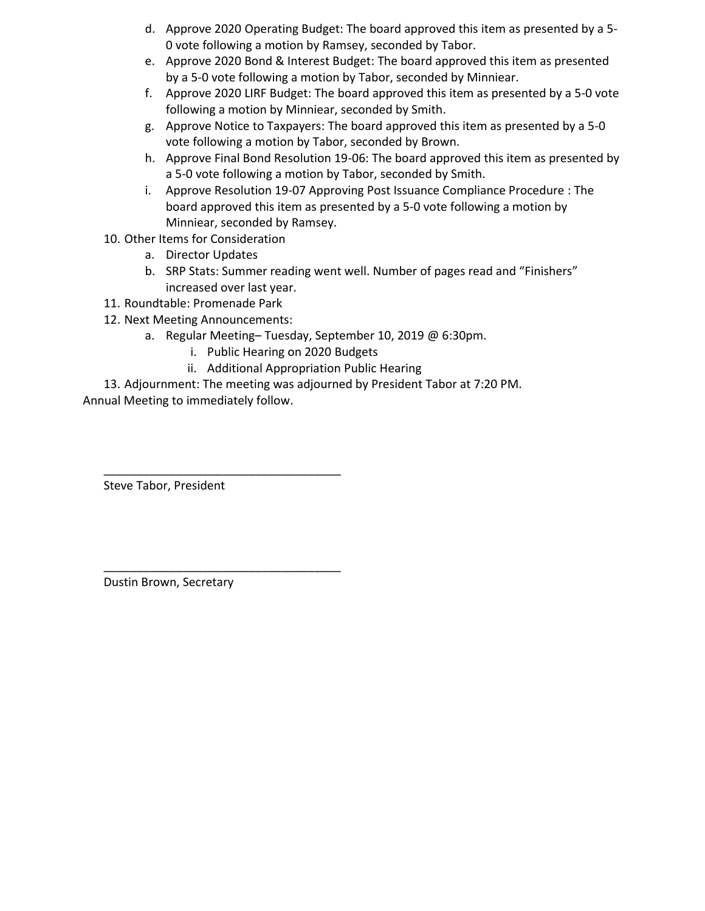d. Approve 2020 Operating Budget: The board approved this item as presented by a 5-0 vote following a motion by Ramsey, seconded by Tabor.
   e. Approve 2020 Bond & Interest Budget: The board approved this item as presented by a 5-0 vote following a motion by Tabor, seconded by Minniear.
   f. Approve 2020 LIRF Budget: The board approved this item as presented by a 5-0 vote following a motion by Minniear, seconded by Smith.
   g. Approve Notice to Taxpayers: The board approved this item as presented by a 5-0 vote following a motion by Tabor, seconded by Brown.
   h. Approve Final Bond Resolution 19-06: The board approved this item as presented by a 5-0 vote following a motion by Tabor, seconded by Smith.
   i. Approve Resolution 19-07 Approving Post Issuance Compliance Procedure : The board approved this item as presented by a 5-0 vote following a motion by Minniear, seconded by Ramsey.

10. Other Items for Consideration
    a. Director Updates
    b. SRP Stats: Summer reading went well. Number of pages read and "Finishers" increased over last year.
11. Roundtable: Promenade Park
12. Next Meeting Announcements:
    a. Regular Meeting– Tuesday, September 10, 2019 @ 6:30pm.
       i. Public Hearing on 2020 Budgets
       ii. Additional Appropriation Public Hearing
13. Adjournment: The meeting was adjourned by President Tabor at 7:20 PM.

Annual Meeting to immediately follow.

\_\_\_\_\_\_\_\_\_\_\_\_\_\_\_\_\_\_\_\_\_\_\_\_\_\_\_\_\_\_\_\_\_\_\_\_

Steve Tabor, President

\_\_\_\_\_\_\_\_\_\_\_\_\_\_\_\_\_\_\_\_\_\_\_\_\_\_\_\_\_\_\_\_\_\_\_\_

Dustin Brown, Secretary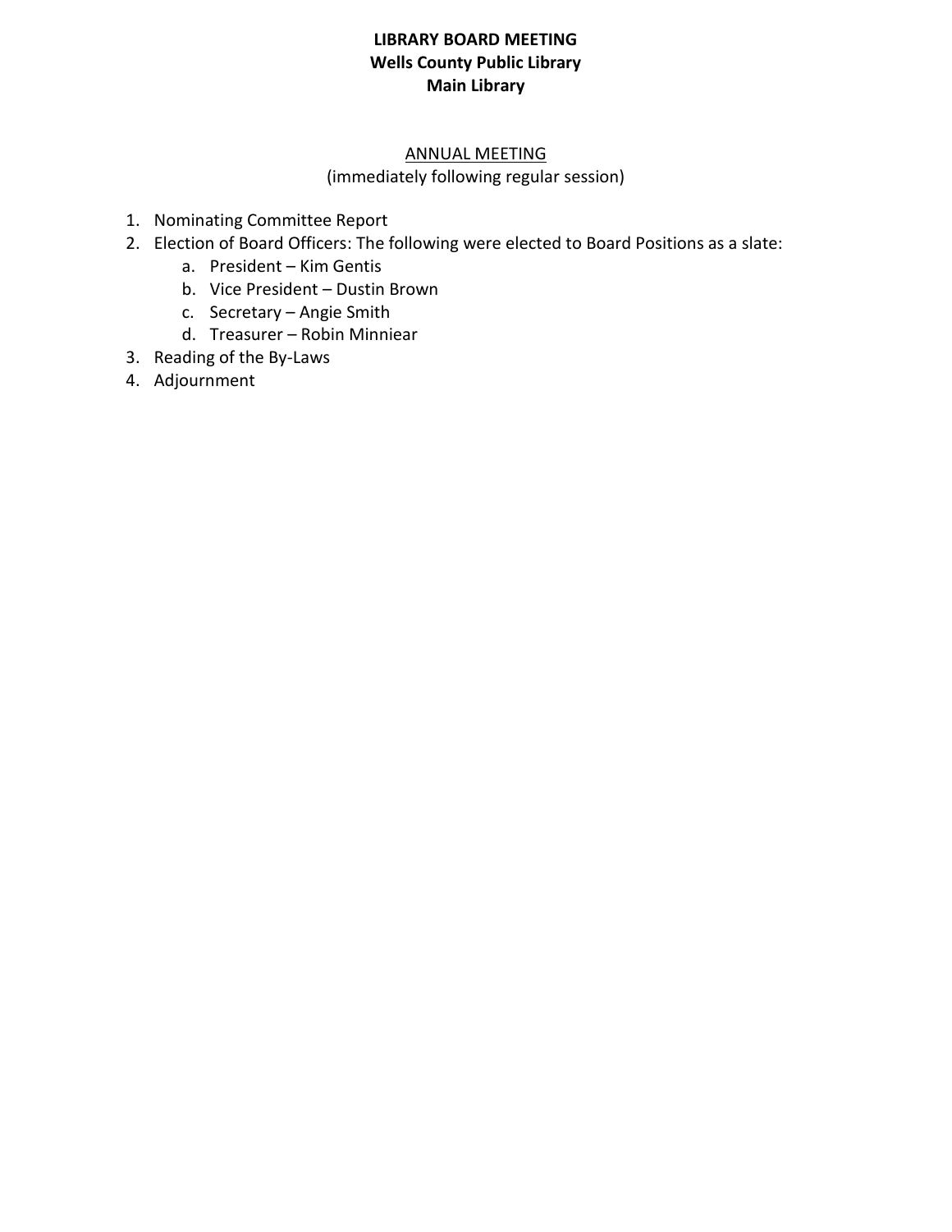**LIBRARY BOARD MEETING**
**Wells County Public Library**
**Main Library**

ANNUAL MEETING
(immediately following regular session)

1. Nominating Committee Report
2. Election of Board Officers: The following were elected to Board Positions as a slate:
   a. President – Kim Gentis
   b. Vice President – Dustin Brown
   c. Secretary – Angie Smith
   d. Treasurer – Robin Minniear
3. Reading of the By-Laws
4. Adjournment